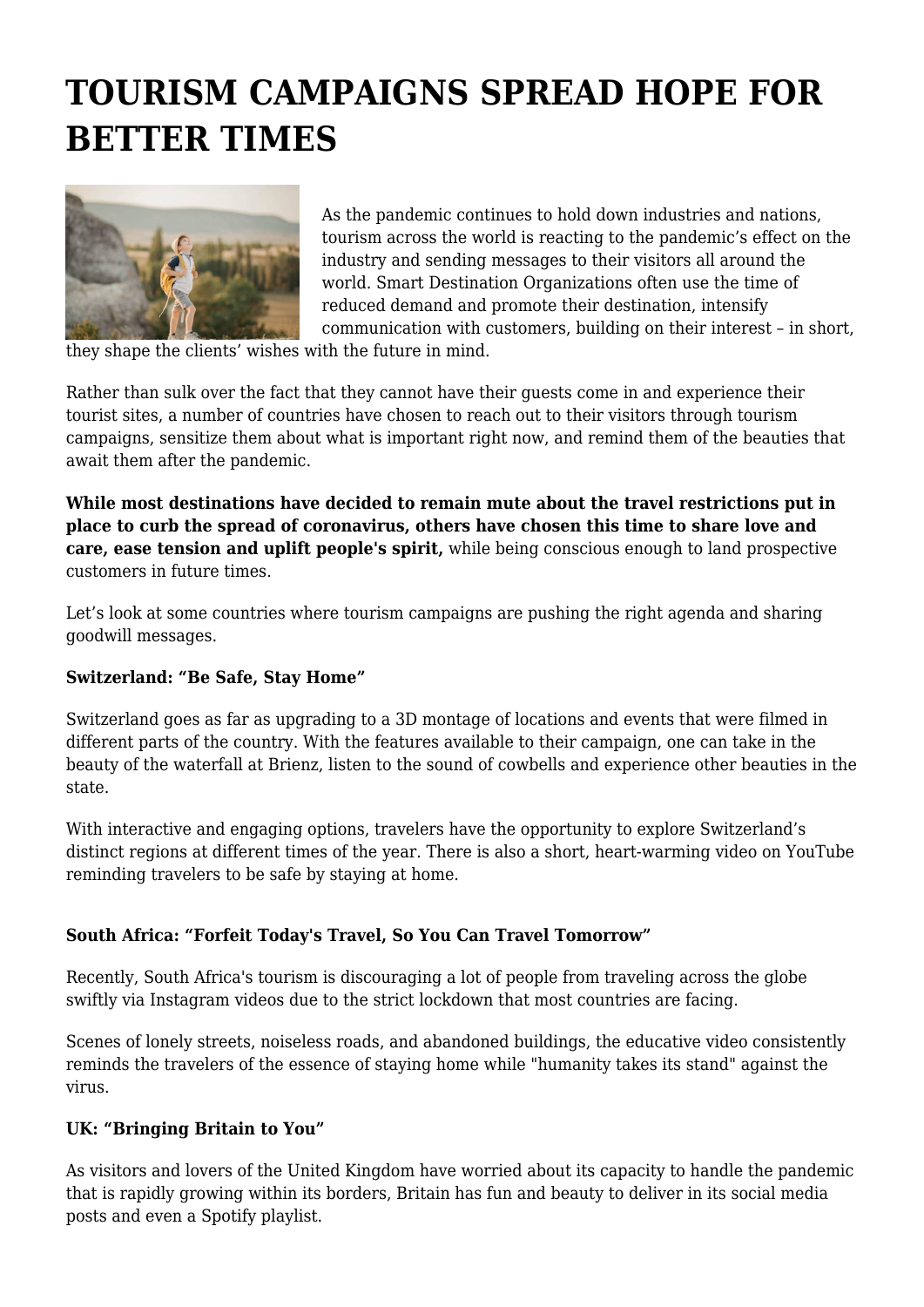# TOURISM CAMPAIGNS SPREAD HOPE FOR BETTER TIMES

As the pandemic continues to hold down industries and nations, tourism across the world is reacting to the pandemic's effect on the industry and sending messages to their visitors all around the world. Smart Destination Organizations often use the time of reduced demand and promote their destination, intensify communication with customers, building on their interest – in short, they shape the clients' wishes with the future in mind.

Rather than sulk over the fact that they cannot have their guests come in and experience their tourist sites, a number of countries have chosen to reach out to their visitors through tourism campaigns, sensitize them about what is important right now, and remind them of the beauties that await them after the pandemic.

**While most destinations have decided to remain mute about the travel restrictions put in place to curb the spread of coronavirus, others have chosen this time to share love and care, ease tension and uplift people's spirit,** while being conscious enough to land prospective customers in future times.

Let's look at some countries where tourism campaigns are pushing the right agenda and sharing goodwill messages.

**Switzerland: "Be Safe, Stay Home"**

Switzerland goes as far as upgrading to a 3D montage of locations and events that were filmed in different parts of the country. With the features available to their campaign, one can take in the beauty of the waterfall at Brienz, listen to the sound of cowbells and experience other beauties in the state.

With interactive and engaging options, travelers have the opportunity to explore Switzerland's distinct regions at different times of the year. There is also a short, heart-warming video on YouTube reminding travelers to be safe by staying at home.

**South Africa: "Forfeit Today's Travel, So You Can Travel Tomorrow"**

Recently, South Africa's tourism is discouraging a lot of people from traveling across the globe swiftly via Instagram videos due to the strict lockdown that most countries are facing.

Scenes of lonely streets, noiseless roads, and abandoned buildings, the educative video consistently reminds the travelers of the essence of staying home while "humanity takes its stand" against the virus.

**UK: "Bringing Britain to You"**

As visitors and lovers of the United Kingdom have worried about its capacity to handle the pandemic that is rapidly growing within its borders, Britain has fun and beauty to deliver in its social media posts and even a Spotify playlist.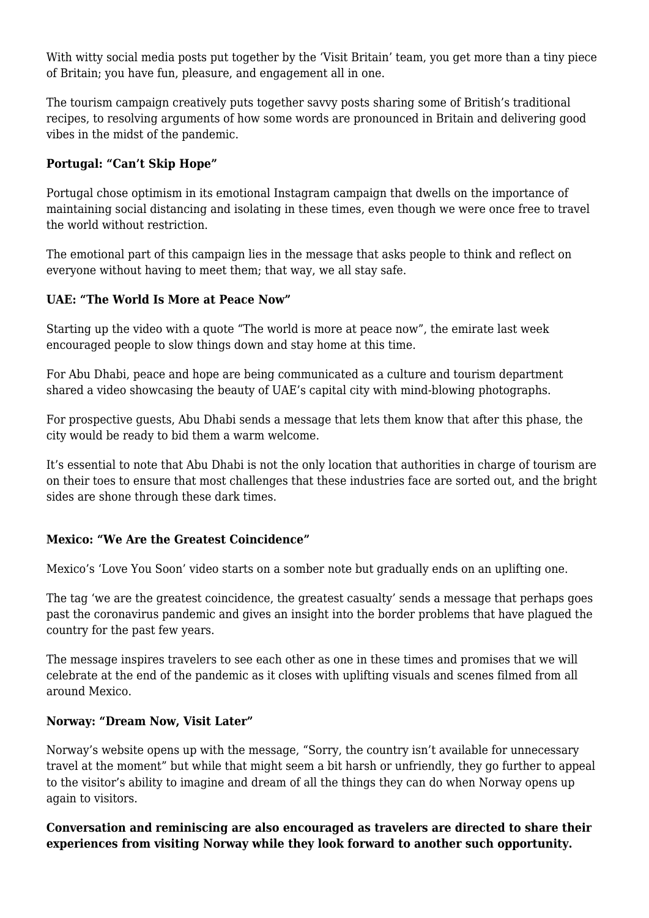With witty social media posts put together by the 'Visit Britain' team, you get more than a tiny piece of Britain; you have fun, pleasure, and engagement all in one.

The tourism campaign creatively puts together savvy posts sharing some of British's traditional recipes, to resolving arguments of how some words are pronounced in Britain and delivering good vibes in the midst of the pandemic.

**Portugal: "Can't Skip Hope"**

Portugal chose optimism in its emotional Instagram campaign that dwells on the importance of maintaining social distancing and isolating in these times, even though we were once free to travel the world without restriction.

The emotional part of this campaign lies in the message that asks people to think and reflect on everyone without having to meet them; that way, we all stay safe.

**UAE: "The World Is More at Peace Now"**

Starting up the video with a quote "The world is more at peace now", the emirate last week encouraged people to slow things down and stay home at this time.

For Abu Dhabi, peace and hope are being communicated as a culture and tourism department shared a video showcasing the beauty of UAE's capital city with mind-blowing photographs.

For prospective guests, Abu Dhabi sends a message that lets them know that after this phase, the city would be ready to bid them a warm welcome.

It's essential to note that Abu Dhabi is not the only location that authorities in charge of tourism are on their toes to ensure that most challenges that these industries face are sorted out, and the bright sides are shone through these dark times.

**Mexico: "We Are the Greatest Coincidence"**

Mexico's 'Love You Soon' video starts on a somber note but gradually ends on an uplifting one.

The tag 'we are the greatest coincidence, the greatest casualty' sends a message that perhaps goes past the coronavirus pandemic and gives an insight into the border problems that have plagued the country for the past few years.

The message inspires travelers to see each other as one in these times and promises that we will celebrate at the end of the pandemic as it closes with uplifting visuals and scenes filmed from all around Mexico.

**Norway: "Dream Now, Visit Later"**

Norway's website opens up with the message, "Sorry, the country isn't available for unnecessary travel at the moment" but while that might seem a bit harsh or unfriendly, they go further to appeal to the visitor's ability to imagine and dream of all the things they can do when Norway opens up again to visitors.

**Conversation and reminiscing are also encouraged as travelers are directed to share their experiences from visiting Norway while they look forward to another such opportunity.**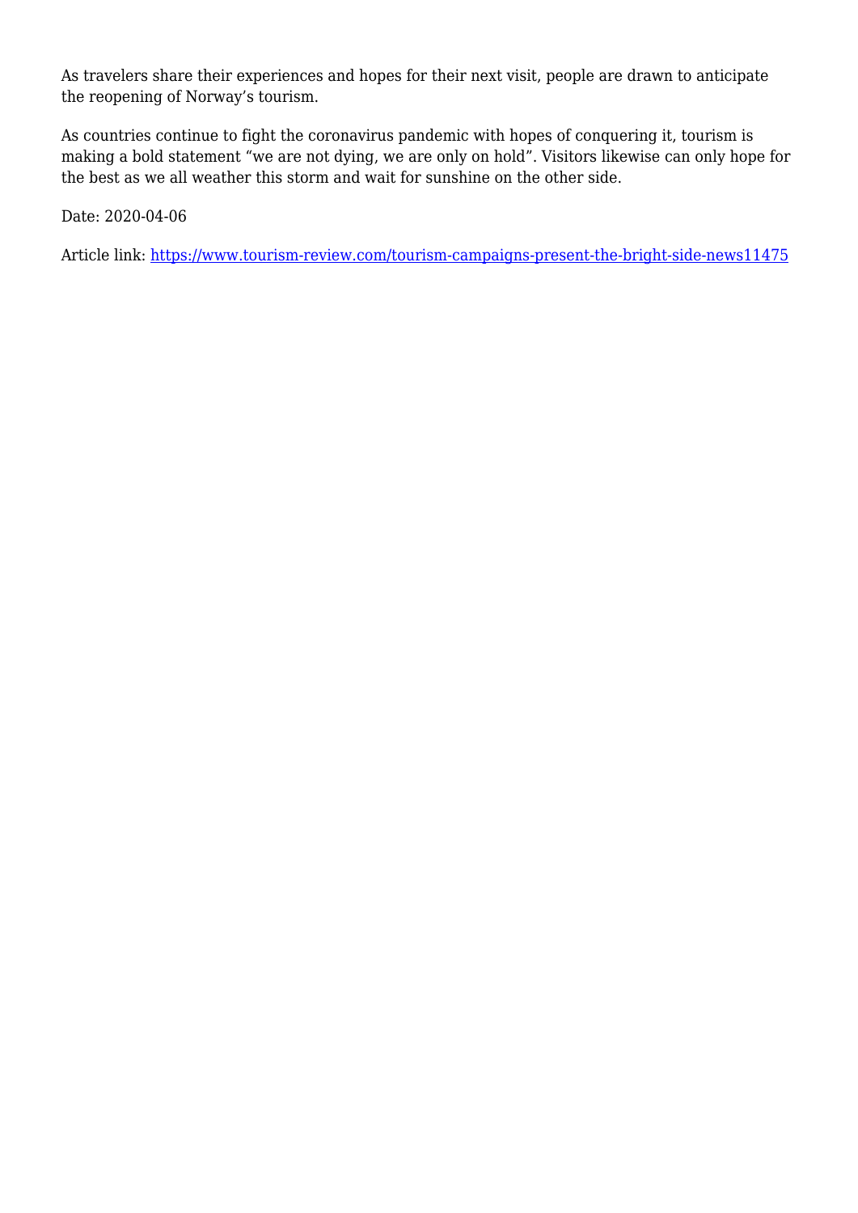As travelers share their experiences and hopes for their next visit, people are drawn to anticipate the reopening of Norway's tourism.

As countries continue to fight the coronavirus pandemic with hopes of conquering it, tourism is making a bold statement "we are not dying, we are only on hold". Visitors likewise can only hope for the best as we all weather this storm and wait for sunshine on the other side.

Date: 2020-04-06

Article link: [https://www.tourism-review.com/tourism-campaigns-present-the-bright-side-news11475](https://www.tourism-review.com/tourism-campaigns-present-the-bright-side-news11475)